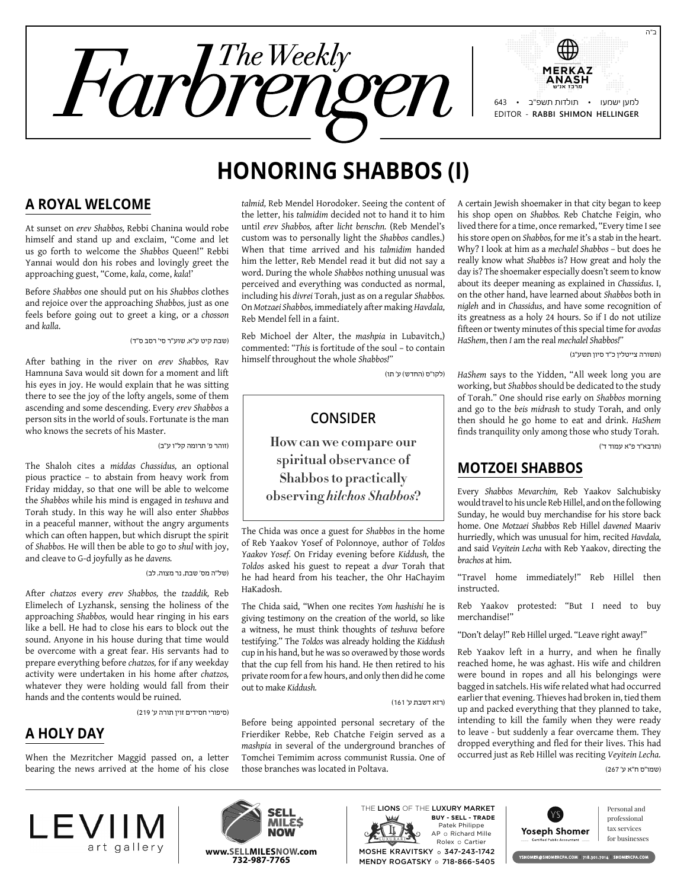ב"ה

# The Weekly Farbrengen

MERKAZ ANASH מרכז אנ"ש

643 • תולדות תשפ"ב • למען ישמעו

EDITOR - RABBI SHIMON HELLINGER

# HONORING SHABBOS (I)

## A ROYAL WELCOME

At sunset on *erev Shabbos,* Rebbi Chanina would robe himself and stand up and exclaim, "Come and let us go forth to welcome the *Shabbos* Queen!" Rebbi Yannai would don his robes and lovingly greet the approaching guest, "Come, *kala*, come, *kala*!'

Before *Shabbos* one should put on his *Shabbos* clothes and rejoice over the approaching *Shabbos,* just as one feels before going out to greet a king, or a *chosson* and *kalla.*

(שבת קיט ע"א, שוע"ר סי' רסב ס"ד)

After bathing in the river on *erev Shabbos,* Rav Hamnuna Sava would sit down for a moment and lift his eyes in joy. He would explain that he was sitting there to see the joy of the lofty angels, some of them ascending and some descending. Every *erev Shabbos* a person sits in the world of souls. Fortunate is the man who knows the secrets of his Master.

(זוהר פ' תרומה קל"ו ע"ב)

The Shaloh cites a *middas Chassidus,* an optional pious practice – to abstain from heavy work from Friday midday, so that one will be able to welcome the *Shabbos* while his mind is engaged in *teshuva* and Torah study. In this way he will also enter *Shabbos* in a peaceful manner, without the angry arguments which can often happen, but which disrupt the spirit of *Shabbos.* He will then be able to go to *shul* with joy, and cleave to G-d joyfully as he *davens.*

(של"ה מס' שבת, נר מצוה, לב)

After *chatzos* every *erev Shabbos,* the *tzaddik,* Reb Elimelech of Lyzhansk, sensing the holiness of the approaching *Shabbos,* would hear ringing in his ears like a bell. He had to close his ears to block out the sound. Anyone in his house during that time would be overcome with a great fear. His servants had to prepare everything before *chatzos,* for if any weekday activity were undertaken in his home after *chatzos,* whatever they were holding would fall from their hands and the contents would be ruined.

(סיפורי חסידים זוין תורה ע' 219)

## A HOLY DAY

When the Mezritcher Maggid passed on, a letter bearing the news arrived at the home of his close *talmid,* Reb Mendel Horodoker. Seeing the content of the letter, his *talmidim* decided not to hand it to him until *erev Shabbos,* after *licht benschn.* (Reb Mendel's custom was to personally light the *Shabbos* candles.) When that time arrived and his *talmidim* handed him the letter, Reb Mendel read it but did not say a word. During the whole *Shabbos* nothing unusual was perceived and everything was conducted as normal, including his *divrei* Torah, just as on a regular *Shabbos.* On *Motzaei Shabbos,* immediately after making *Havdala,* Reb Mendel fell in a faint.

Reb Michoel der Alter, the *mashpia* in Lubavitch,) commented: "*This* is fortitude of the soul – to contain himself throughout the whole *Shabbos!*"

(לקו"ס (החדש) ע' תו)

> ### CONSIDER
> **How can we compare our spiritual observance of Shabbos to practically observing *hilchos Shabbos*?**

The Chida was once a guest for *Shabbos* in the home of Reb Yaakov Yosef of Polonnoye, author of *Toldos Yaakov Yosef.* On Friday evening before *Kiddush,* the *Toldos* asked his guest to repeat a *dvar* Torah that he had heard from his teacher, the Ohr HaChayim HaKadosh.

The Chida said, "When one recites *Yom hashishi* he is giving testimony on the creation of the world, so like a witness, he must think thoughts of *teshuva* before testifying." The *Toldos* was already holding the *Kiddush* cup in his hand, but he was so overawed by those words that the cup fell from his hand. He then retired to his private room for a few hours, and only then did he come out to make *Kiddush.*

(רזא דשבת ע' 161)

Before being appointed personal secretary of the Frierdiker Rebbe, Reb Chatche Feigin served as a *mashpia* in several of the underground branches of Tomchei Temimim across communist Russia. One of those branches was located in Poltava.

A certain Jewish shoemaker in that city began to keep his shop open on *Shabbos.* Reb Chatche Feigin, who lived there for a time, once remarked, "Every time I see his store open on *Shabbos,* for me it's a stab in the heart. Why? I look at him as a *mechalel Shabbos* – but does he really know what *Shabbos* is? How great and holy the day is? The shoemaker especially doesn't seem to know about its deeper meaning as explained in *Chassidus*. I, on the other hand, have learned about *Shabbos* both in *nigleh* and in *Chassidus*, and have some recognition of its greatness as a holy 24 hours. So if I do not utilize fifteen or twenty minutes of this special time for *avodas HaShem*, then *I* am the real *mechalel Shabbos!*"

(תשורה צייטלין כ"ד סיון תשע"ג)

*HaShem* says to the Yidden, "All week long you are working, but *Shabbos* should be dedicated to the study of Torah." One should rise early on *Shabbos* morning and go to the *beis midrash* to study Torah, and only then should he go home to eat and drink. *HaShem* finds tranquility only among those who study Torah.

(תדבא"ר פ"א עמוד ד')

## MOTZOEI SHABBOS

Every *Shabbos Mevarchim,* Reb Yaakov Salchubisky would travel to his uncle Reb Hillel, and on the following Sunday, he would buy merchandise for his store back home. One *Motzaei Shabbos* Reb Hillel *davened* Maariv hurriedly, which was unusual for him, recited *Havdala,* and said *Veyitein Lecha* with Reb Yaakov, directing the *brachos* at him.

"Travel home immediately!" Reb Hillel then instructed.

Reb Yaakov protested: "But I need to buy merchandise!"

"Don't delay!" Reb Hillel urged. "Leave right away!"

Reb Yaakov left in a hurry, and when he finally reached home, he was aghast. His wife and children were bound in ropes and all his belongings were bagged in satchels. His wife related what had occurred earlier that evening. Thieves had broken in, tied them up and packed everything that they planned to take, intending to kill the family when they were ready to leave - but suddenly a fear overcame them. They dropped everything and fled for their lives. This had occurred just as Reb Hillel was reciting *Veyitein Lecha.*

(שמו"ס ח"א ע' 267)

---

LEVIIM art gallery

SELL MILES NOW — www.SELLMILESNOW.com 732-987-7765

THE LIONS OF THE LUXURY MARKET — BUY - SELL - TRADE — Patek Philippe, AP ○ Richard Mille, Rolex ○ Cartier — MOSHE KRAVITSKY ○ 347-243-1742 — MENDY ROGATSKY ○ 718-866-5405

Yoseph Shomer, Certified Public Accountant — Personal and professional tax services for businesses — YSHOMER@SHOMERCPA.COM | 718.301.7014 | SHOMERCPA.COM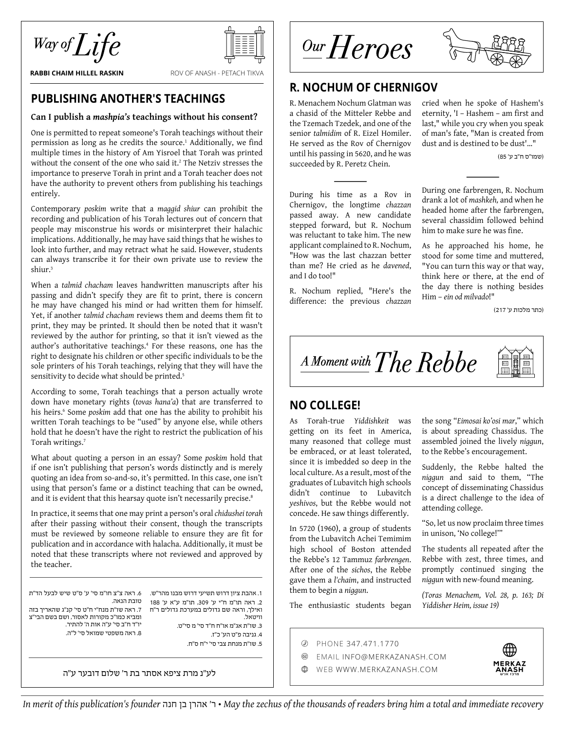# Way of Life

**RABBI CHAIM HILLEL RASKIN** — ROV OF ANASH - PETACH TIKVA

## PUBLISHING ANOTHER'S TEACHINGS

### Can I publish a *mashpia's* teachings without his consent?

One is permitted to repeat someone's Torah teachings without their permission as long as he credits the source.[1] Additionally, we find multiple times in the history of Am Yisroel that Torah was printed without the consent of the one who said it.[2] The Netziv stresses the importance to preserve Torah in print and a Torah teacher does not have the authority to prevent others from publishing his teachings entirely.

Contemporary *poskim* write that a *maggid shiur* can prohibit the recording and publication of his Torah lectures out of concern that people may misconstrue his words or misinterpret their halachic implications. Additionally, he may have said things that he wishes to look into further, and may retract what he said. However, students can always transcribe it for their own private use to review the shiur.[3]

When a *talmid chacham* leaves handwritten manuscripts after his passing and didn't specify they are fit to print, there is concern he may have changed his mind or had written them for himself. Yet, if another *talmid chacham* reviews them and deems them fit to print, they may be printed. It should then be noted that it wasn't reviewed by the author for printing, so that it isn't viewed as the author's authoritative teachings.[4] For these reasons, one has the right to designate his children or other specific individuals to be the sole printers of his Torah teachings, relying that they will have the sensitivity to decide what should be printed.[5]

According to some, Torah teachings that a person actually wrote down have monetary rights (*tovas hana'a*) that are transferred to his heirs.[6] Some *poskim* add that one has the ability to prohibit his written Torah teachings to be "used" by anyone else, while others hold that he doesn't have the right to restrict the publication of his Torah writings.[7]

What about quoting a person in an essay? Some *poskim* hold that if one isn't publishing that person's words distinctly and is merely quoting an idea from so-and-so, it's permitted. In this case, one isn't using that person's fame or a distinct teaching that can be owned, and it is evident that this hearsay quote isn't necessarily precise.[8]

In practice, it seems that one may print a person's oral *chidushei torah* after their passing without their consent, though the transcripts must be reviewed by someone reliable to ensure they are fit for publication and in accordance with halacha. Additionally, it must be noted that these transcripts where not reviewed and approved by the teacher.

1. אהבת ציון דרוש תשיעי דרוש מבנו מהר"ש.
2. ראה תו"מ ח"י ע' 309, תו"מ ע"א ע' 188 ואילך, וראה שם גדולים במערכת גדולים ר"ח וויטאל.
3. שו"ת אג"מ או"ח ח"ד סי' מ סי"ט.
4. גניבה פ"ט הע' כ"ז.
5. שו"ת מנחת צבי סי' י"ח ס"ח.
6. ראה צ"צ חו"מ סי' ע' ס"ט שיש לבעל הד"ת טובת הנאה.
7. ראה שו"ת מנח"י ח"ט סי' קנ"ג שהאריך בזה ומביא כמו"כ מקורות לאסור, ושם בשם הבי"צ יו"ד ח"ב סי' ע"ה אות ה' להתיר.
8. ראה משפטי שמואל סי' ל"ה.

לע"נ מרת ציפא אסתר בת ר' שלום דובער ע"ה

# Our Heroes

## R. NOCHUM OF CHERNIGOV

R. Menachem Nochum Glatman was a chasid of the Mitteler Rebbe and the Tzemach Tzedek, and one of the senior *talmidim* of R. Eizel Homiler. He served as the Rov of Chernigov until his passing in 5620, and he was succeeded by R. Peretz Chein.

---

During his time as a Rov in Chernigov, the longtime *chazzan* passed away. A new candidate stepped forward, but R. Nochum was reluctant to take him. The new applicant complained to R. Nochum, "How was the last chazzan better than me? He cried as he *davened*, and I do too!"

R. Nochum replied, "Here's the difference: the previous *chazzan* cried when he spoke of Hashem's eternity, 'I – Hashem – am first and last," while you cry when you speak of man's fate, "Man is created from dust and is destined to be dust'..."

(שמו"ס ח"ב ע' 85)

---

During one farbrengen, R. Nochum drank a lot of *mashkeh,* and when he headed home after the farbrengen, several chassidim followed behind him to make sure he was fine.

As he approached his home, he stood for some time and muttered, "You can turn this way or that way, think here or there, at the end of the day there is nothing besides Him – *ein od milvado*!"

(כתר מלכות ע' 217)

# A Moment with The Rebbe

## NO COLLEGE!

As Torah-true *Yiddishkeit* was getting on its feet in America, many reasoned that college must be embraced, or at least tolerated, since it is imbedded so deep in the local culture. As a result, most of the graduates of Lubavitch high schools didn't continue to Lubavitch *yeshivos*, but the Rebbe would not concede. He saw things differently.

In 5720 (1960), a group of students from the Lubavitch Achei Temimim high school of Boston attended the Rebbe's 12 Tammuz *farbrengen*. After one of the *sichos*, the Rebbe gave them a *l'chaim*, and instructed them to begin a *niggun*.

The enthusiastic students began the song "*Eimosai ko'osi mar*," which is about spreading Chassidus. The assembled joined the lively *niggun*, to the Rebbe's encouragement.

Suddenly, the Rebbe halted the *niggun* and said to them, "The concept of disseminating Chassidus is a direct challenge to the idea of attending college.

"So, let us now proclaim three times in unison, 'No college!'"

The students all repeated after the Rebbe with zest, three times, and promptly continued singing the *niggun* with new-found meaning.

*(Toras Menachem, Vol. 28, p. 163; Di Yiddisher Heim, issue 19)*

PHONE 347.471.1770
EMAIL INFO@MERKAZANASH.COM
WEB WWW.MERKAZANASH.COM

MERKAZ ANASH

*In merit of this publication's founder* ר' אהרן בן חנה • *May the zechus of the thousands of readers bring him a total and immediate recovery*